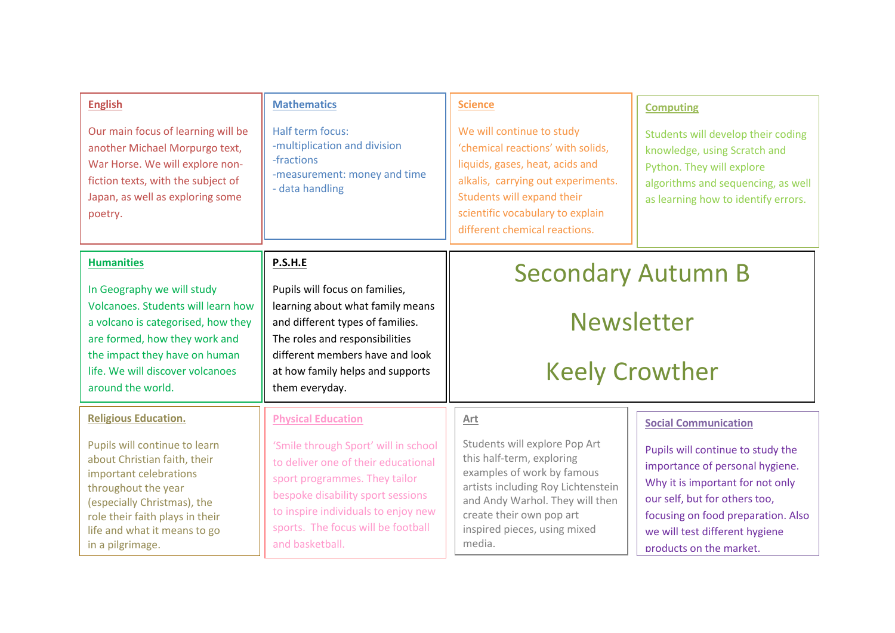# Secondary Autumn B

# Newsletter

# Keely Crowther

## English

Our main focus of learning will be another Michael Morpurgo text, War Horse. We will explore non-fiction texts, with the subject of Japan, as well as exploring some poetry.

## Mathematics

Half term focus:
-multiplication and division
-fractions
-measurement: money and time
- data handling

## Science

We will continue to study 'chemical reactions' with solids, liquids, gases, heat, acids and alkalis, carrying out experiments. Students will expand their scientific vocabulary to explain different chemical reactions.

## Computing

Students will develop their coding knowledge, using Scratch and Python. They will explore algorithms and sequencing, as well as learning how to identify errors.

## Humanities

In Geography we will study Volcanoes. Students will learn how a volcano is categorised, how they are formed, how they work and the impact they have on human life. We will discover volcanoes around the world.

## P.S.H.E

Pupils will focus on families, learning about what family means and different types of families. The roles and responsibilities different members have and look at how family helps and supports them everyday.

## Religious Education.

Pupils will continue to learn about Christian faith, their important celebrations throughout the year (especially Christmas), the role their faith plays in their life and what it means to go in a pilgrimage.

## Physical Education

'Smile through Sport' will in school to deliver one of their educational sport programmes. They tailor bespoke disability sport sessions to inspire individuals to enjoy new sports. The focus will be football and basketball.

## Art

Students will explore Pop Art this half-term, exploring examples of work by famous artists including Roy Lichtenstein and Andy Warhol. They will then create their own pop art inspired pieces, using mixed media.

## Social Communication

Pupils will continue to study the importance of personal hygiene. Why it is important for not only our self, but for others too, focusing on food preparation. Also we will test different hygiene products on the market.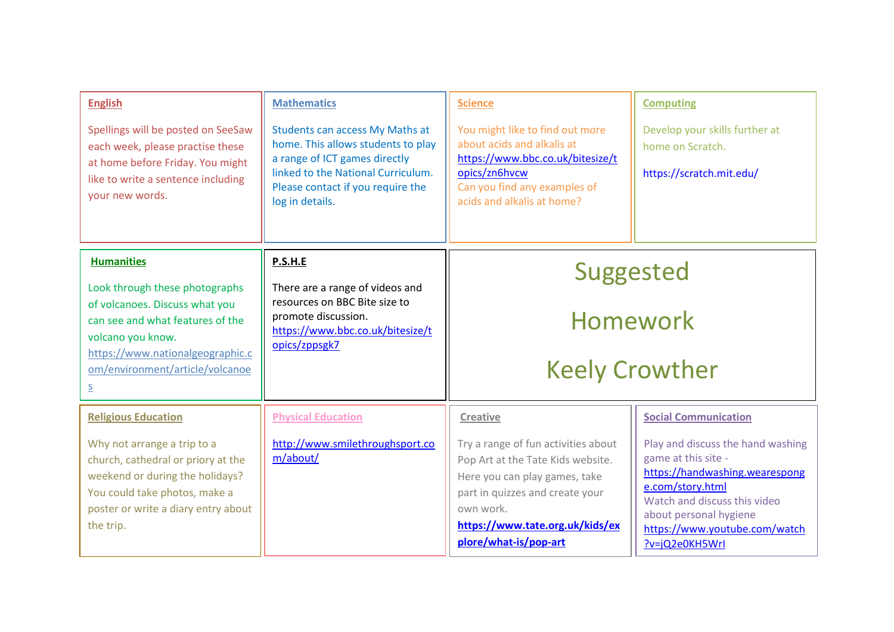# Suggested Homework

# Keely Crowther

## English

Spellings will be posted on SeeSaw each week, please practise these at home before Friday. You might like to write a sentence including your new words.

## Mathematics

Students can access My Maths at home. This allows students to play a range of ICT games directly linked to the National Curriculum. Please contact if you require the log in details.

## Science

You might like to find out more about acids and alkalis at https://www.bbc.co.uk/bitesize/topics/zn6hvcw
Can you find any examples of acids and alkalis at home?

## Computing

Develop your skills further at home on Scratch.

https://scratch.mit.edu/

## Humanities

Look through these photographs of volcanoes. Discuss what you can see and what features of the volcano you know.
https://www.nationalgeographic.com/environment/article/volcanoes

## P.S.H.E

There are a range of videos and resources on BBC Bite size to promote discussion.
https://www.bbc.co.uk/bitesize/topics/zppsgk7

## Religious Education

Why not arrange a trip to a church, cathedral or priory at the weekend or during the holidays? You could take photos, make a poster or write a diary entry about the trip.

## Physical Education

http://www.smilethroughsport.com/about/

## Creative

Try a range of fun activities about Pop Art at the Tate Kids website. Here you can play games, take part in quizzes and create your own work.

**https://www.tate.org.uk/kids/explore/what-is/pop-art**

## Social Communication

Play and discuss the hand washing game at this site - https://handwashing.wearesponge.com/story.html
Watch and discuss this video about personal hygiene https://www.youtube.com/watch?v=jQ2e0KH5WrI